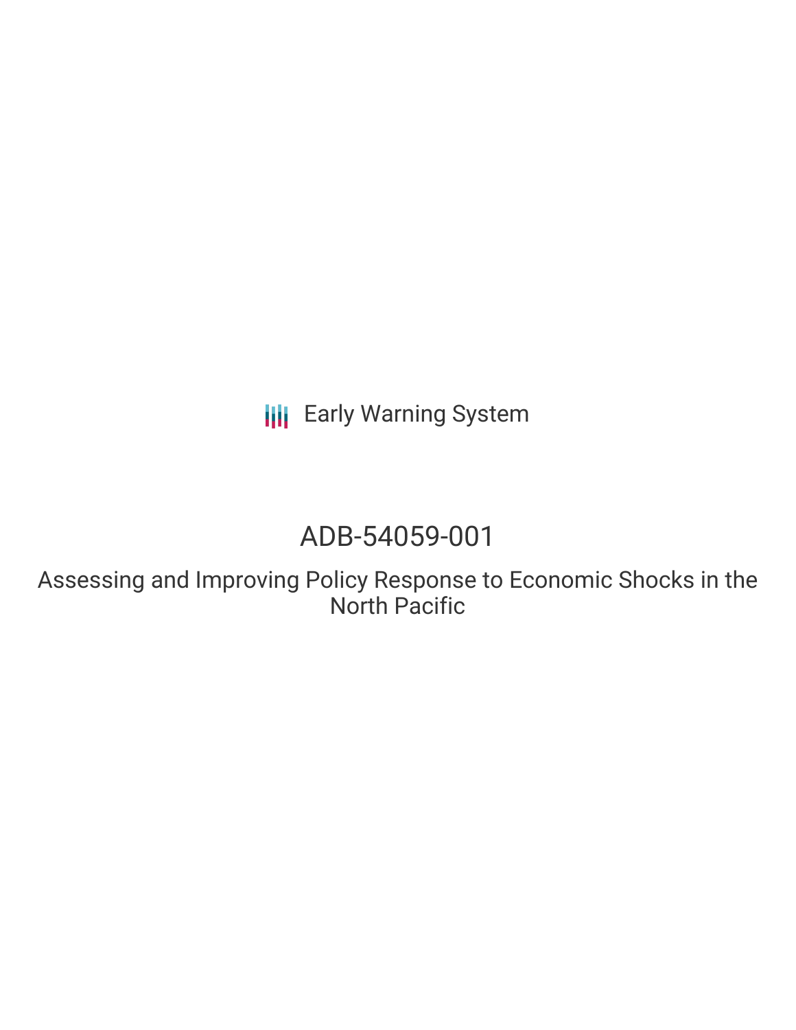Early Warning System

# ADB-54059-001

## Assessing and Improving Policy Response to Economic Shocks in the North Pacific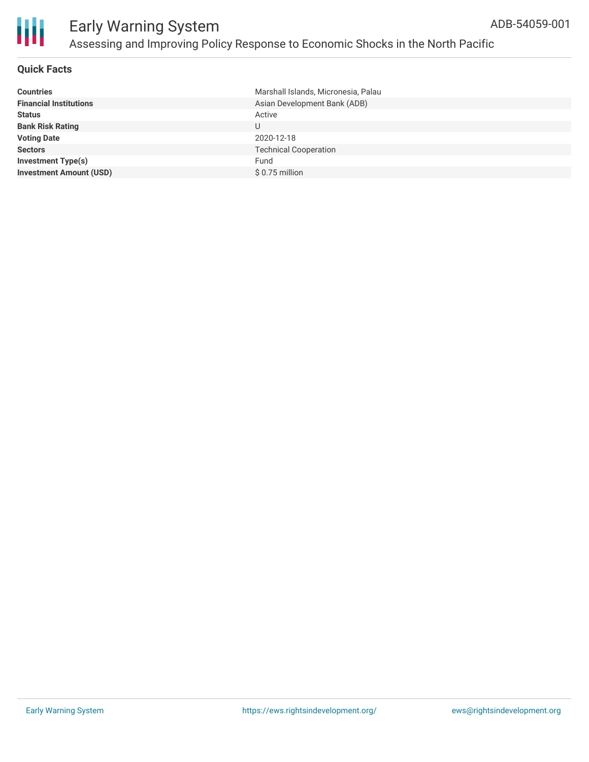# Early Warning System

## Assessing and Improving Policy Response to Economic Shocks in the North Pacific

ADB-54059-001

### Quick Facts

| | |
|---|---|
| **Countries** | Marshall Islands, Micronesia, Palau |
| **Financial Institutions** | Asian Development Bank (ADB) |
| **Status** | Active |
| **Bank Risk Rating** | U |
| **Voting Date** | 2020-12-18 |
| **Sectors** | Technical Cooperation |
| **Investment Type(s)** | Fund |
| **Investment Amount (USD)** | $ 0.75 million |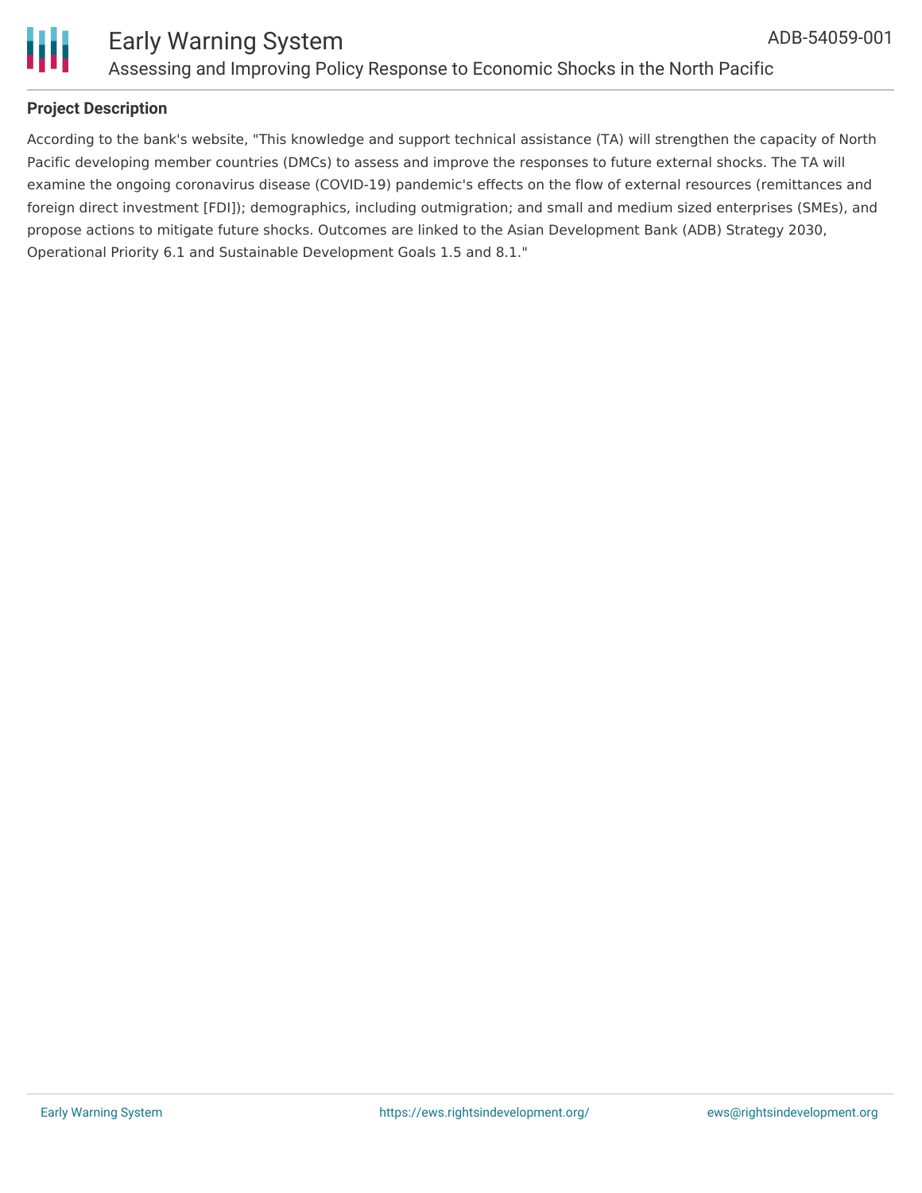## Project Description

According to the bank's website, "This knowledge and support technical assistance (TA) will strengthen the capacity of North Pacific developing member countries (DMCs) to assess and improve the responses to future external shocks. The TA will examine the ongoing coronavirus disease (COVID-19) pandemic's effects on the flow of external resources (remittances and foreign direct investment [FDI]); demographics, including outmigration; and small and medium sized enterprises (SMEs), and propose actions to mitigate future shocks. Outcomes are linked to the Asian Development Bank (ADB) Strategy 2030, Operational Priority 6.1 and Sustainable Development Goals 1.5 and 8.1."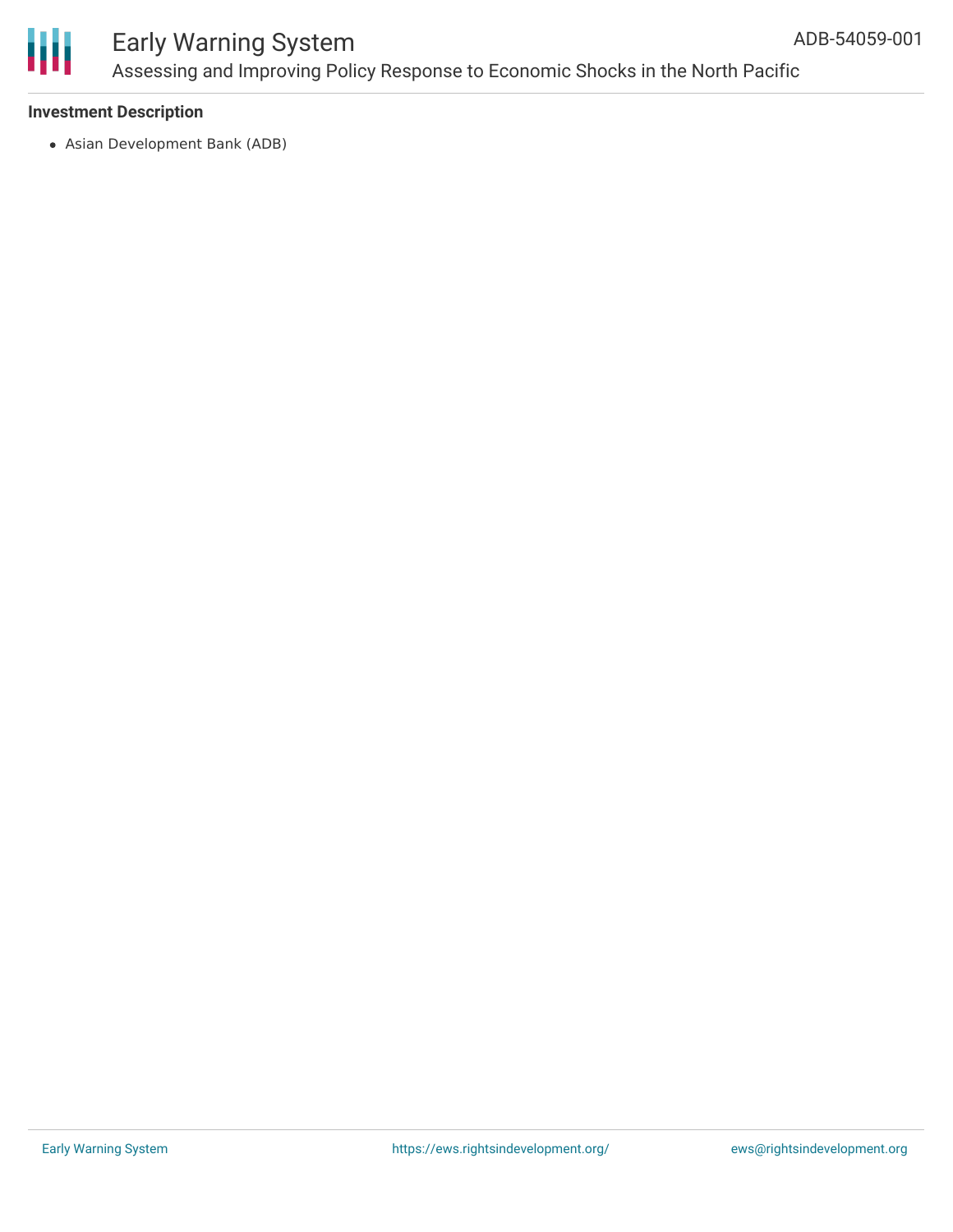**Investment Description**

- Asian Development Bank (ADB)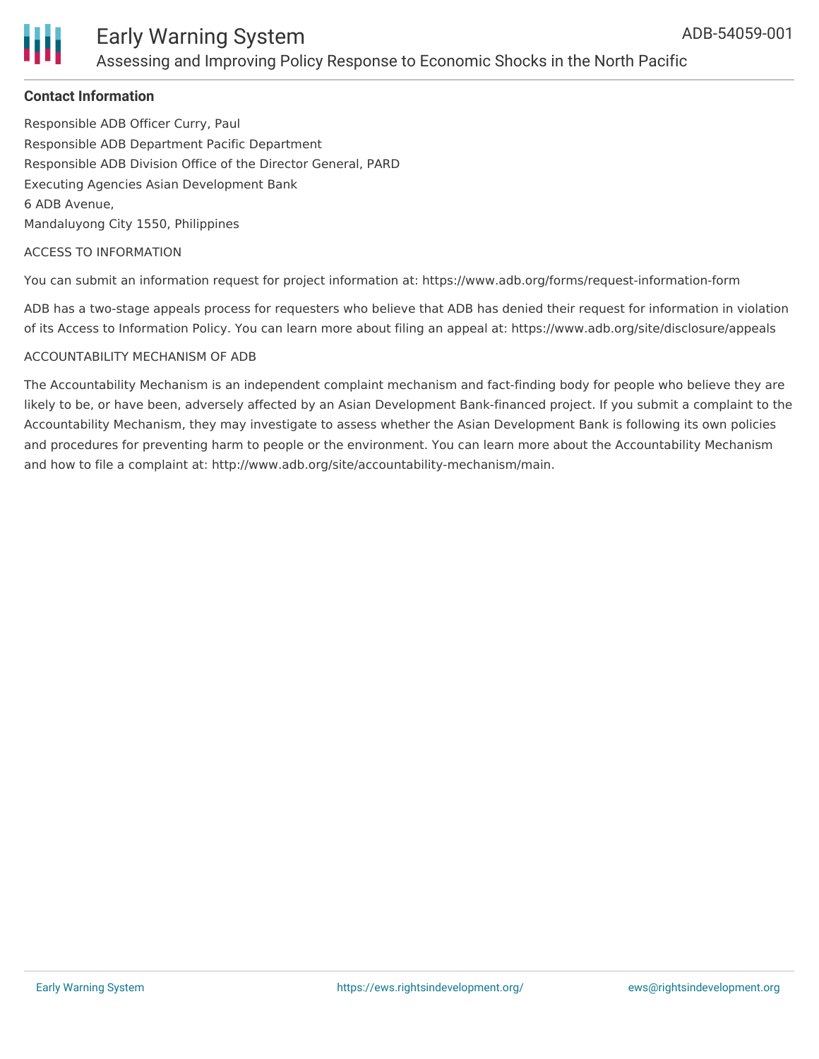**Contact Information**

Responsible ADB Officer Curry, Paul
Responsible ADB Department Pacific Department
Responsible ADB Division Office of the Director General, PARD
Executing Agencies Asian Development Bank
6 ADB Avenue,
Mandaluyong City 1550, Philippines

ACCESS TO INFORMATION

You can submit an information request for project information at: https://www.adb.org/forms/request-information-form

ADB has a two-stage appeals process for requesters who believe that ADB has denied their request for information in violation of its Access to Information Policy. You can learn more about filing an appeal at: https://www.adb.org/site/disclosure/appeals

ACCOUNTABILITY MECHANISM OF ADB

The Accountability Mechanism is an independent complaint mechanism and fact-finding body for people who believe they are likely to be, or have been, adversely affected by an Asian Development Bank-financed project. If you submit a complaint to the Accountability Mechanism, they may investigate to assess whether the Asian Development Bank is following its own policies and procedures for preventing harm to people or the environment. You can learn more about the Accountability Mechanism and how to file a complaint at: http://www.adb.org/site/accountability-mechanism/main.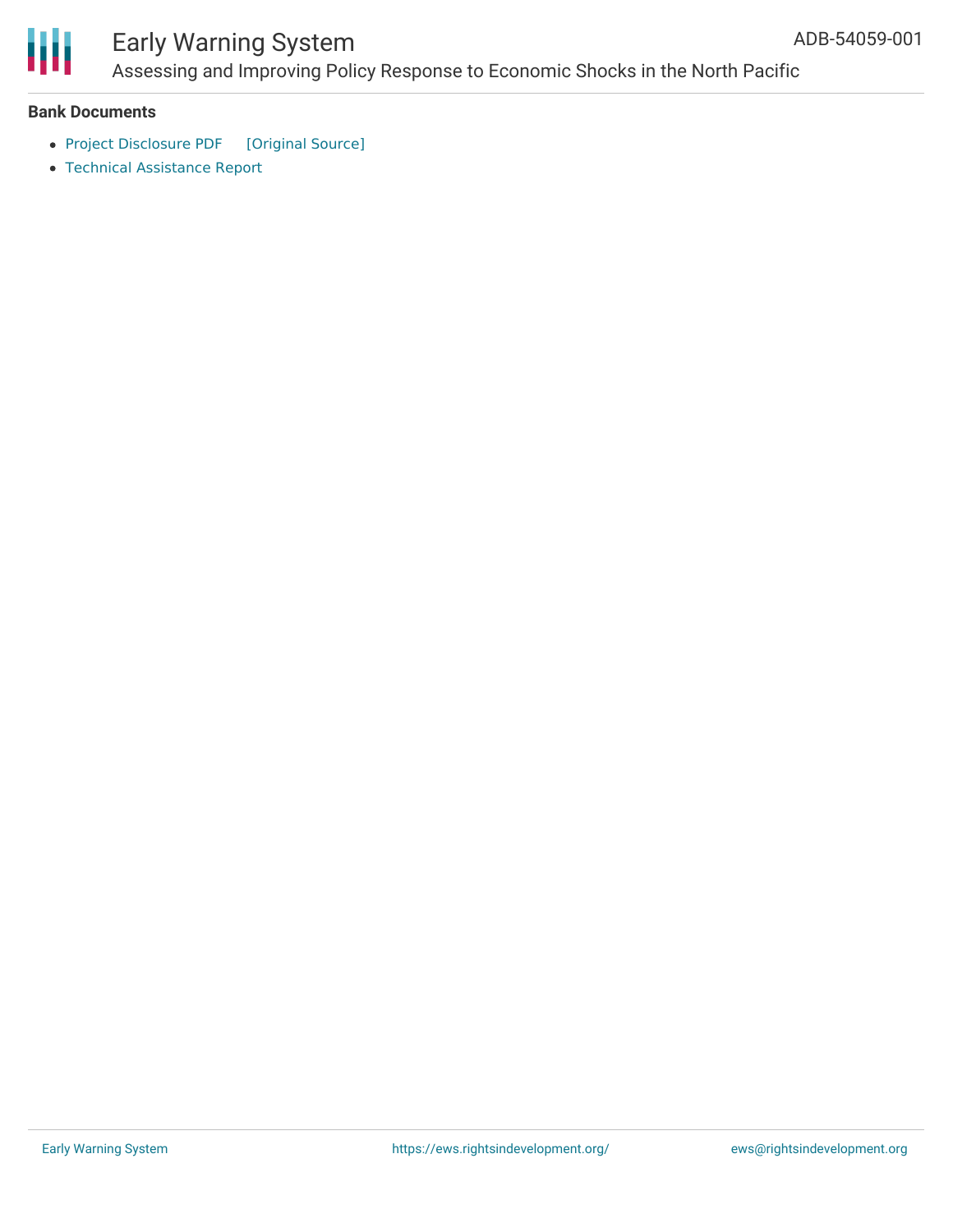**Bank Documents**

- Project Disclosure PDF [Original Source]
- Technical Assistance Report